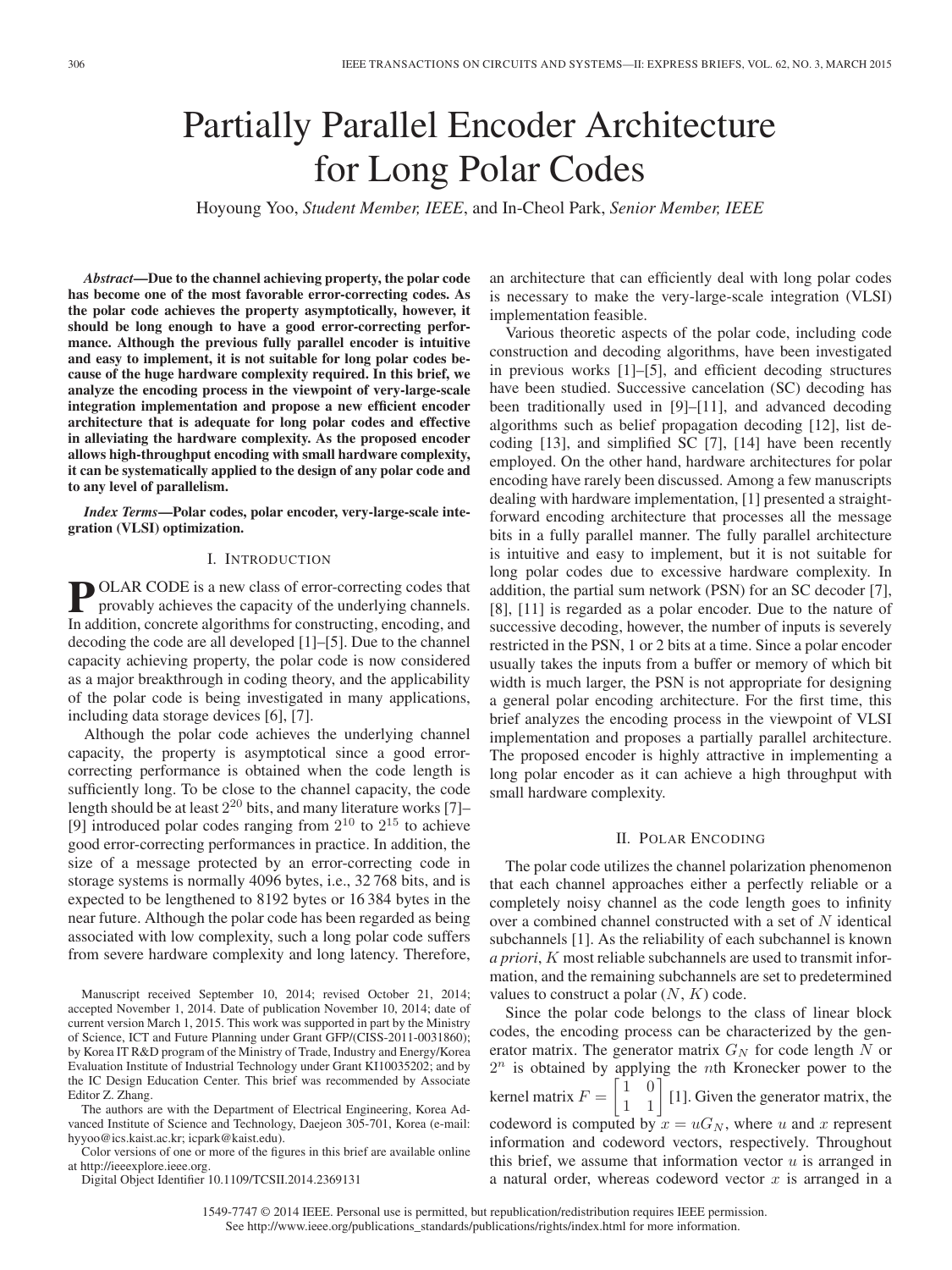# Partially Parallel Encoder Architecture for Long Polar Codes

Hoyoung Yoo, *Student Member, IEEE*, and In-Cheol Park, *Senior Member, IEEE*

***Abstract*—Due to the channel achieving property, the polar code has become one of the most favorable error-correcting codes. As the polar code achieves the property asymptotically, however, it should be long enough to have a good error-correcting performance. Although the previous fully parallel encoder is intuitive and easy to implement, it is not suitable for long polar codes because of the huge hardware complexity required. In this brief, we analyze the encoding process in the viewpoint of very-large-scale integration implementation and propose a new efficient encoder architecture that is adequate for long polar codes and effective in alleviating the hardware complexity. As the proposed encoder allows high-throughput encoding with small hardware complexity, it can be systematically applied to the design of any polar code and to any level of parallelism.**

***Index Terms*—Polar codes, polar encoder, very-large-scale integration (VLSI) optimization.**

## I. Introduction

POLAR CODE is a new class of error-correcting codes that provably achieves the capacity of the underlying channels. In addition, concrete algorithms for constructing, encoding, and decoding the code are all developed [1]–[5]. Due to the channel capacity achieving property, the polar code is now considered as a major breakthrough in coding theory, and the applicability of the polar code is being investigated in many applications, including data storage devices [6], [7].

Although the polar code achieves the underlying channel capacity, the property is asymptotical since a good error-correcting performance is obtained when the code length is sufficiently long. To be close to the channel capacity, the code length should be at least $2^{20}$ bits, and many literature works [7]–[9] introduced polar codes ranging from $2^{10}$ to $2^{15}$ to achieve good error-correcting performances in practice. In addition, the size of a message protected by an error-correcting code in storage systems is normally 4096 bytes, i.e., 32 768 bits, and is expected to be lengthened to 8192 bytes or 16 384 bytes in the near future. Although the polar code has been regarded as being associated with low complexity, such a long polar code suffers from severe hardware complexity and long latency. Therefore, an architecture that can efficiently deal with long polar codes is necessary to make the very-large-scale integration (VLSI) implementation feasible.

Various theoretic aspects of the polar code, including code construction and decoding algorithms, have been investigated in previous works [1]–[5], and efficient decoding structures have been studied. Successive cancelation (SC) decoding has been traditionally used in [9]–[11], and advanced decoding algorithms such as belief propagation decoding [12], list decoding [13], and simplified SC [7], [14] have been recently employed. On the other hand, hardware architectures for polar encoding have rarely been discussed. Among a few manuscripts dealing with hardware implementation, [1] presented a straightforward encoding architecture that processes all the message bits in a fully parallel manner. The fully parallel architecture is intuitive and easy to implement, but it is not suitable for long polar codes due to excessive hardware complexity. In addition, the partial sum network (PSN) for an SC decoder [7], [8], [11] is regarded as a polar encoder. Due to the nature of successive decoding, however, the number of inputs is severely restricted in the PSN, 1 or 2 bits at a time. Since a polar encoder usually takes the inputs from a buffer or memory of which bit width is much larger, the PSN is not appropriate for designing a general polar encoding architecture. For the first time, this brief analyzes the encoding process in the viewpoint of VLSI implementation and proposes a partially parallel architecture. The proposed encoder is highly attractive in implementing a long polar encoder as it can achieve a high throughput with small hardware complexity.

## II. Polar Encoding

The polar code utilizes the channel polarization phenomenon that each channel approaches either a perfectly reliable or a completely noisy channel as the code length goes to infinity over a combined channel constructed with a set of $N$ identical subchannels [1]. As the reliability of each subchannel is known *a priori*, $K$ most reliable subchannels are used to transmit information, and the remaining subchannels are set to predetermined values to construct a polar $(N, K)$ code.

Since the polar code belongs to the class of linear block codes, the encoding process can be characterized by the generator matrix. The generator matrix $G_N$ for code length $N$ or $2^n$ is obtained by applying the $n$th Kronecker power to the kernel matrix $F = \begin{bmatrix} 1 & 0 \\ 1 & 1 \end{bmatrix}$ [1]. Given the generator matrix, the codeword is computed by $x = uG_N$, where $u$ and $x$ represent information and codeword vectors, respectively. Throughout this brief, we assume that information vector $u$ is arranged in a natural order, whereas codeword vector $x$ is arranged in a

Manuscript received September 10, 2014; revised October 21, 2014; accepted November 1, 2014. Date of publication November 10, 2014; date of current version March 1, 2015. This work was supported in part by the Ministry of Science, ICT and Future Planning under Grant GFP/(CISS-2011-0031860); by Korea IT R&D program of the Ministry of Trade, Industry and Energy/Korea Evaluation Institute of Industrial Technology under Grant KI10035202; and by the IC Design Education Center. This brief was recommended by Associate Editor Z. Zhang.

The authors are with the Department of Electrical Engineering, Korea Advanced Institute of Science and Technology, Daejeon 305-701, Korea (e-mail: hyyoo@ics.kaist.ac.kr; icpark@kaist.edu).

Color versions of one or more of the figures in this brief are available online at http://ieeexplore.ieee.org.

Digital Object Identifier 10.1109/TCSII.2014.2369131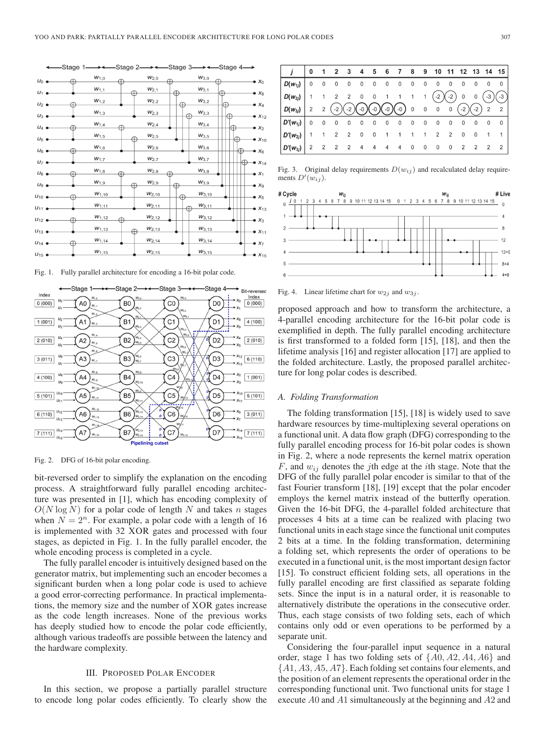Fig. 1. Fully parallel architecture for encoding a 16-bit polar code.

Fig. 2. DFG of 16-bit polar encoding.

bit-reversed order to simplify the explanation on the encoding process. A straightforward fully parallel encoding architecture was presented in [1], which has encoding complexity of $O(N \log N)$ for a polar code of length $N$ and takes $n$ stages when $N = 2^n$. For example, a polar code with a length of 16 is implemented with 32 XOR gates and processed with four stages, as depicted in Fig. 1. In the fully parallel encoder, the whole encoding process is completed in a cycle.

The fully parallel encoder is intuitively designed based on the generator matrix, but implementing such an encoder becomes a significant burden when a long polar code is used to achieve a good error-correcting performance. In practical implementations, the memory size and the number of XOR gates increase as the code length increases. None of the previous works has deeply studied how to encode the polar code efficiently, although various tradeoffs are possible between the latency and the hardware complexity.

## III. Proposed Polar Encoder

In this section, we propose a partially parallel structure to encode long polar codes efficiently. To clearly show the proposed approach and how to transform the architecture, a 4-parallel encoding architecture for the 16-bit polar code is exemplified in depth. The fully parallel encoding architecture is first transformed to a folded form [15], [18], and then the lifetime analysis [16] and register allocation [17] are applied to the folded architecture. Lastly, the proposed parallel architecture for long polar codes is described.

| $j$ | 0 | 1 | 2 | 3 | 4 | 5 | 6 | 7 | 8 | 9 | 10 | 11 | 12 | 13 | 14 | 15 |
|---|---|---|---|---|---|---|---|---|---|---|---|---|---|---|---|---|
| $D(w_{1j})$ | 0 | 0 | 0 | 0 | 0 | 0 | 0 | 0 | 0 | 0 | 0 | 0 | 0 | 0 | 0 | 0 |
| $D(w_{2j})$ | 1 | 1 | 2 | 2 | 0 | 0 | 1 | 1 | 1 | 1 | -2 | -2 | 0 | 0 | -3 | -3 |
| $D(w_{3j})$ | 2 | 2 | -2 | -2 | -0 | -0 | -0 | -0 | 0 | 0 | 0 | 0 | -2 | -2 | 2 | 2 |
| $D'(w_{1j})$ | 0 | 0 | 0 | 0 | 0 | 0 | 0 | 0 | 0 | 0 | 0 | 0 | 0 | 0 | 0 | 0 |
| $D'(w_{2j})$ | 1 | 1 | 2 | 2 | 0 | 0 | 1 | 1 | 1 | 1 | 2 | 2 | 0 | 0 | 1 | 1 |
| $D'(w_{3j})$ | 2 | 2 | 2 | 2 | 4 | 4 | 4 | 4 | 0 | 0 | 0 | 0 | 2 | 2 | 2 | 2 |

Fig. 3. Original delay requirements $D(w_{ij})$ and recalculated delay requirements $D'(w_{ij})$.

Fig. 4. Linear lifetime chart for $w_{2j}$ and $w_{3j}$.

### A. Folding Transformation

The folding transformation [15], [18] is widely used to save hardware resources by time-multiplexing several operations on a functional unit. A data flow graph (DFG) corresponding to the fully parallel encoding process for 16-bit polar codes is shown in Fig. 2, where a node represents the kernel matrix operation $F$, and $w_{ij}$ denotes the $j$th edge at the $i$th stage. Note that the DFG of the fully parallel polar encoder is similar to that of the fast Fourier transform [18], [19] except that the polar encoder employs the kernel matrix instead of the butterfly operation. Given the 16-bit DFG, the 4-parallel folded architecture that processes 4 bits at a time can be realized with placing two functional units in each stage since the functional unit computes 2 bits at a time. In the folding transformation, determining a folding set, which represents the order of operations to be executed in a functional unit, is the most important design factor [15]. To construct efficient folding sets, all operations in the fully parallel encoding are first classified as separate folding sets. Since the input is in a natural order, it is reasonable to alternatively distribute the operations in the consecutive order. Thus, each stage consists of two folding sets, each of which contains only odd or even operations to be performed by a separate unit.

Considering the four-parallel input sequence in a natural order, stage 1 has two folding sets of $\{A0, A2, A4, A6\}$ and $\{A1, A3, A5, A7\}$. Each folding set contains four elements, and the position of an element represents the operational order in the corresponding functional unit. Two functional units for stage 1 execute $A0$ and $A1$ simultaneously at the beginning and $A2$ and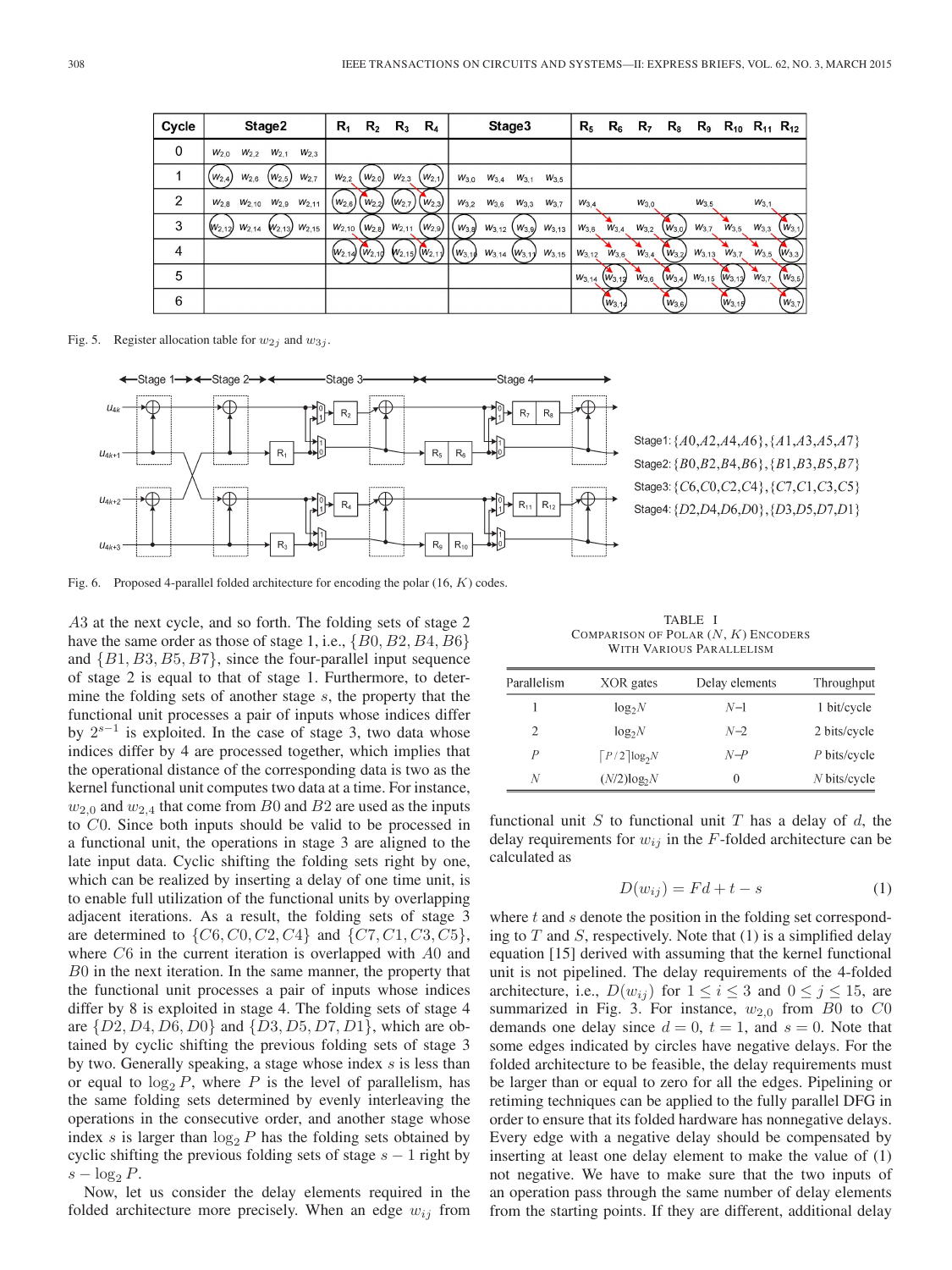| Cycle | Stage2 | | | | $R_1$ | $R_2$ | $R_3$ | $R_4$ | Stage3 | | | | $R_5$ | $R_6$ | $R_7$ | $R_8$ | $R_9$ | $R_{10}$ | $R_{11}$ | $R_{12}$ |
|---|---|---|---|---|---|---|---|---|---|---|---|---|---|---|---|---|---|---|---|---|
| 0 | $w_{2,0}$ | $w_{2,2}$ | $w_{2,1}$ | $w_{2,3}$ | | | | | | | | | | | | | | | | |
| 1 | $w_{2,4}$ | $w_{2,6}$ | $w_{2,5}$ | $w_{2,7}$ | $w_{2,2}$ | $w_{2,0}$ | $w_{2,3}$ | $w_{2,1}$ | $w_{3,0}$ | $w_{3,4}$ | $w_{3,1}$ | $w_{3,5}$ | | | | | | | | |
| 2 | $w_{2,8}$ | $w_{2,10}$ | $w_{2,9}$ | $w_{2,11}$ | $w_{2,6}$ | $w_{2,2}$ | $w_{2,7}$ | $w_{2,3}$ | $w_{3,2}$ | $w_{3,6}$ | $w_{3,3}$ | $w_{3,7}$ | $w_{3,4}$ | | $w_{3,0}$ | | $w_{3,5}$ | | $w_{3,1}$ | |
| 3 | $w_{2,12}$ | $w_{2,14}$ | $w_{2,13}$ | $w_{2,15}$ | $w_{2,10}$ | $w_{2,6}$ | $w_{2,11}$ | $w_{2,9}$ | $w_{3,8}$ | $w_{3,12}$ | $w_{3,9}$ | $w_{3,13}$ | $w_{3,8}$ | $w_{3,4}$ | $w_{3,2}$ | $w_{3,0}$ | $w_{3,7}$ | $w_{3,5}$ | $w_{3,3}$ | $w_{3,1}$ |
| 4 | | | | | $w_{2,14}$ | $w_{2,10}$ | $w_{2,15}$ | $w_{2,11}$ | $w_{3,10}$ | $w_{3,14}$ | $w_{3,11}$ | $w_{3,15}$ | $w_{3,12}$ | $w_{3,6}$ | $w_{3,4}$ | $w_{3,2}$ | $w_{3,13}$ | $w_{3,7}$ | $w_{3,5}$ | $w_{3,3}$ |
| 5 | | | | | | | | | | | | | $w_{3,14}$ | $w_{3,12}$ | $w_{3,6}$ | $w_{3,4}$ | $w_{3,15}$ | $w_{3,13}$ | $w_{3,7}$ | $w_{3,5}$ |
| 6 | | | | | | | | | | | | | | $w_{3,14}$ | | $w_{3,6}$ | | $w_{3,15}$ | | $w_{3,7}$ |

Fig. 5. Register allocation table for $w_{2j}$ and $w_{3j}$.

Stage1: $\{A0, A2, A4, A6\}, \{A1, A3, A5, A7\}$
Stage2: $\{B0, B2, B4, B6\}, \{B1, B3, B5, B7\}$
Stage3: $\{C6, C0, C2, C4\}, \{C7, C1, C3, C5\}$
Stage4: $\{D2, D4, D6, D0\}, \{D3, D5, D7, D1\}$

Fig. 6. Proposed 4-parallel folded architecture for encoding the polar (16, $K$) codes.

$A3$ at the next cycle, and so forth. The folding sets of stage 2 have the same order as those of stage 1, i.e., $\{B0, B2, B4, B6\}$ and $\{B1, B3, B5, B7\}$, since the four-parallel input sequence of stage 2 is equal to that of stage 1. Furthermore, to determine the folding sets of another stage $s$, the property that the functional unit processes a pair of inputs whose indices differ by $2^{s-1}$ is exploited. In the case of stage 3, two data whose indices differ by 4 are processed together, which implies that the operational distance of the corresponding data is two as the kernel functional unit computes two data at a time. For instance, $w_{2,0}$ and $w_{2,4}$ that come from $B0$ and $B2$ are used as the inputs to $C0$. Since both inputs should be valid to be processed in a functional unit, the operations in stage 3 are aligned to the late input data. Cyclic shifting the folding sets right by one, which can be realized by inserting a delay of one time unit, is to enable full utilization of the functional units by overlapping adjacent iterations. As a result, the folding sets of stage 3 are determined to $\{C6, C0, C2, C4\}$ and $\{C7, C1, C3, C5\}$, where $C6$ in the current iteration is overlapped with $A0$ and $B0$ in the next iteration. In the same manner, the property that the functional unit processes a pair of inputs whose indices differ by 8 is exploited in stage 4. The folding sets of stage 4 are $\{D2, D4, D6, D0\}$ and $\{D3, D5, D7, D1\}$, which are obtained by cyclic shifting the previous folding sets of stage 3 by two. Generally speaking, a stage whose index $s$ is less than or equal to $\log_2 P$, where $P$ is the level of parallelism, has the same folding sets determined by evenly interleaving the operations in the consecutive order, and another stage whose index $s$ is larger than $\log_2 P$ has the folding sets obtained by cyclic shifting the previous folding sets of stage $s-1$ right by $s - \log_2 P$.

Now, let us consider the delay elements required in the folded architecture more precisely. When an edge $w_{ij}$ from functional unit $S$ to functional unit $T$ has a delay of $d$, the delay requirements for $w_{ij}$ in the $F$-folded architecture can be calculated as

$$D(w_{ij}) = Fd + t - s \tag{1}$$

where $t$ and $s$ denote the position in the folding set corresponding to $T$ and $S$, respectively. Note that (1) is a simplified delay equation [15] derived with assuming that the kernel functional unit is not pipelined. The delay requirements of the 4-folded architecture, i.e., $D(w_{ij})$ for $1 \le i \le 3$ and $0 \le j \le 15$, are summarized in Fig. 3. For instance, $w_{2,0}$ from $B0$ to $C0$ demands one delay since $d = 0$, $t = 1$, and $s = 0$. Note that some edges indicated by circles have negative delays. For the folded architecture to be feasible, the delay requirements must be larger than or equal to zero for all the edges. Pipelining or retiming techniques can be applied to the fully parallel DFG in order to ensure that its folded hardware has nonnegative delays. Every edge with a negative delay should be compensated by inserting at least one delay element to make the value of (1) not negative. We have to make sure that the two inputs of an operation pass through the same number of delay elements from the starting points. If they are different, additional delay

TABLE I
COMPARISON OF POLAR ($N$, $K$) ENCODERS WITH VARIOUS PARALLELISM

| Parallelism | XOR gates | Delay elements | Throughput |
|---|---|---|---|
| 1 | $\log_2 N$ | $N$–1 | 1 bit/cycle |
| 2 | $\log_2 N$ | $N$–2 | 2 bits/cycle |
| $P$ | $\lceil P/2 \rceil \log_2 N$ | $N$–$P$ | $P$ bits/cycle |
| $N$ | $(N/2)\log_2 N$ | 0 | $N$ bits/cycle |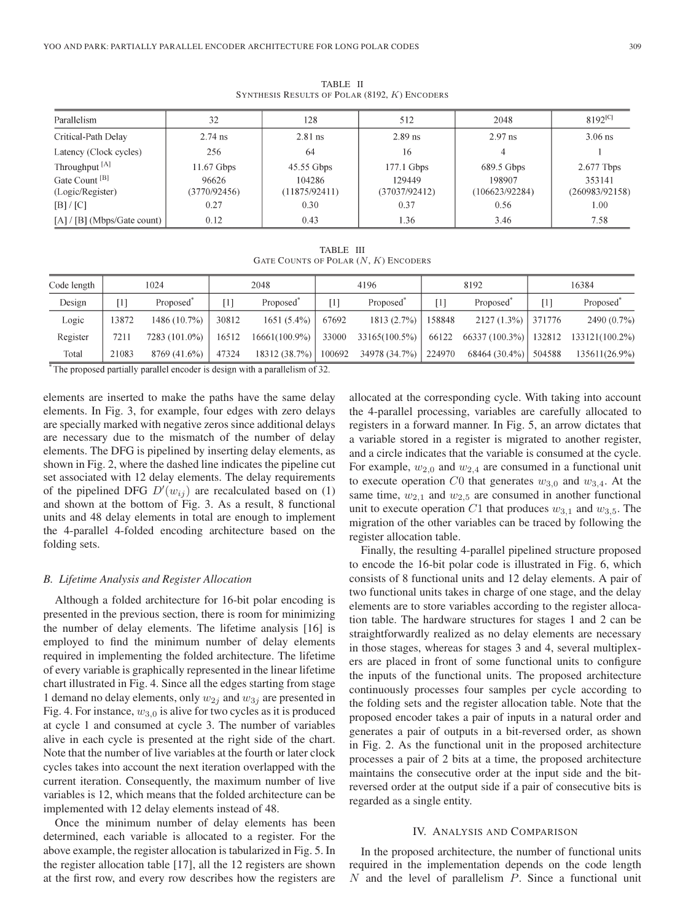TABLE II
SYNTHESIS RESULTS OF POLAR (8192, $K$) ENCODERS

| Parallelism | 32 | 128 | 512 | 2048 | 8192[C] |
|---|---|---|---|---|---|
| Critical-Path Delay | 2.74 ns | 2.81 ns | 2.89 ns | 2.97 ns | 3.06 ns |
| Latency (Clock cycles) | 256 | 64 | 16 | 4 | 1 |
| Throughput [A] | 11.67 Gbps | 45.55 Gbps | 177.1 Gbps | 689.5 Gbps | 2.677 Tbps |
| Gate Count [B] (Logic/Register) | 96626 (3770/92456) | 104286 (11875/92411) | 129449 (37037/92412) | 198907 (106623/92284) | 353141 (260983/92158) |
| [B] / [C] | 0.27 | 0.30 | 0.37 | 0.56 | 1.00 |
| [A] / [B] (Mbps/Gate count) | 0.12 | 0.43 | 1.36 | 3.46 | 7.58 |

TABLE III
GATE COUNTS OF POLAR ($N$, $K$) ENCODERS

| Code length | 1024 | | 2048 | | 4196 | | 8192 | | 16384 | |
|---|---|---|---|---|---|---|---|---|---|---|
| Design | [1] | Proposed* | [1] | Proposed* | [1] | Proposed* | [1] | Proposed* | [1] | Proposed* |
| Logic | 13872 | 1486 (10.7%) | 30812 | 1651 (5.4%) | 67692 | 1813 (2.7%) | 158848 | 2127 (1.3%) | 371776 | 2490 (0.7%) |
| Register | 7211 | 7283 (101.0%) | 16512 | 16661(100.9%) | 33000 | 33165(100.5%) | 66122 | 66337 (100.3%) | 132812 | 133121(100.2%) |
| Total | 21083 | 8769 (41.6%) | 47324 | 18312 (38.7%) | 100692 | 34978 (34.7%) | 224970 | 68464 (30.4%) | 504588 | 135611(26.9%) |

*The proposed partially parallel encoder is design with a parallelism of 32.

elements are inserted to make the paths have the same delay elements. In Fig. 3, for example, four edges with zero delays are specially marked with negative zeros since additional delays are necessary due to the mismatch of the number of delay elements. The DFG is pipelined by inserting delay elements, as shown in Fig. 2, where the dashed line indicates the pipeline cut set associated with 12 delay elements. The delay requirements of the pipelined DFG $D'(w_{ij})$ are recalculated based on (1) and shown at the bottom of Fig. 3. As a result, 8 functional units and 48 delay elements in total are enough to implement the 4-parallel 4-folded encoding architecture based on the folding sets.

### B. Lifetime Analysis and Register Allocation

Although a folded architecture for 16-bit polar encoding is presented in the previous section, there is room for minimizing the number of delay elements. The lifetime analysis [16] is employed to find the minimum number of delay elements required in implementing the folded architecture. The lifetime of every variable is graphically represented in the linear lifetime chart illustrated in Fig. 4. Since all the edges starting from stage 1 demand no delay elements, only $w_{2j}$ and $w_{3j}$ are presented in Fig. 4. For instance, $w_{3,0}$ is alive for two cycles as it is produced at cycle 1 and consumed at cycle 3. The number of variables alive in each cycle is presented at the right side of the chart. Note that the number of live variables at the fourth or later clock cycles takes into account the next iteration overlapped with the current iteration. Consequently, the maximum number of live variables is 12, which means that the folded architecture can be implemented with 12 delay elements instead of 48.

Once the minimum number of delay elements has been determined, each variable is allocated to a register. For the above example, the register allocation is tabularized in Fig. 5. In the register allocation table [17], all the 12 registers are shown at the first row, and every row describes how the registers are allocated at the corresponding cycle. With taking into account the 4-parallel processing, variables are carefully allocated to registers in a forward manner. In Fig. 5, an arrow dictates that a variable stored in a register is migrated to another register, and a circle indicates that the variable is consumed at the cycle. For example, $w_{2,0}$ and $w_{2,4}$ are consumed in a functional unit to execute operation $C0$ that generates $w_{3,0}$ and $w_{3,4}$. At the same time, $w_{2,1}$ and $w_{2,5}$ are consumed in another functional unit to execute operation $C1$ that produces $w_{3,1}$ and $w_{3,5}$. The migration of the other variables can be traced by following the register allocation table.

Finally, the resulting 4-parallel pipelined structure proposed to encode the 16-bit polar code is illustrated in Fig. 6, which consists of 8 functional units and 12 delay elements. A pair of two functional units takes in charge of one stage, and the delay elements are to store variables according to the register allocation table. The hardware structures for stages 1 and 2 can be straightforwardly realized as no delay elements are necessary in those stages, whereas for stages 3 and 4, several multiplexers are placed in front of some functional units to configure the inputs of the functional units. The proposed architecture continuously processes four samples per cycle according to the folding sets and the register allocation table. Note that the proposed encoder takes a pair of inputs in a natural order and generates a pair of outputs in a bit-reversed order, as shown in Fig. 2. As the functional unit in the proposed architecture processes a pair of 2 bits at a time, the proposed architecture maintains the consecutive order at the input side and the bit-reversed order at the output side if a pair of consecutive bits is regarded as a single entity.

## IV. Analysis and Comparison

In the proposed architecture, the number of functional units required in the implementation depends on the code length $N$ and the level of parallelism $P$. Since a functional unit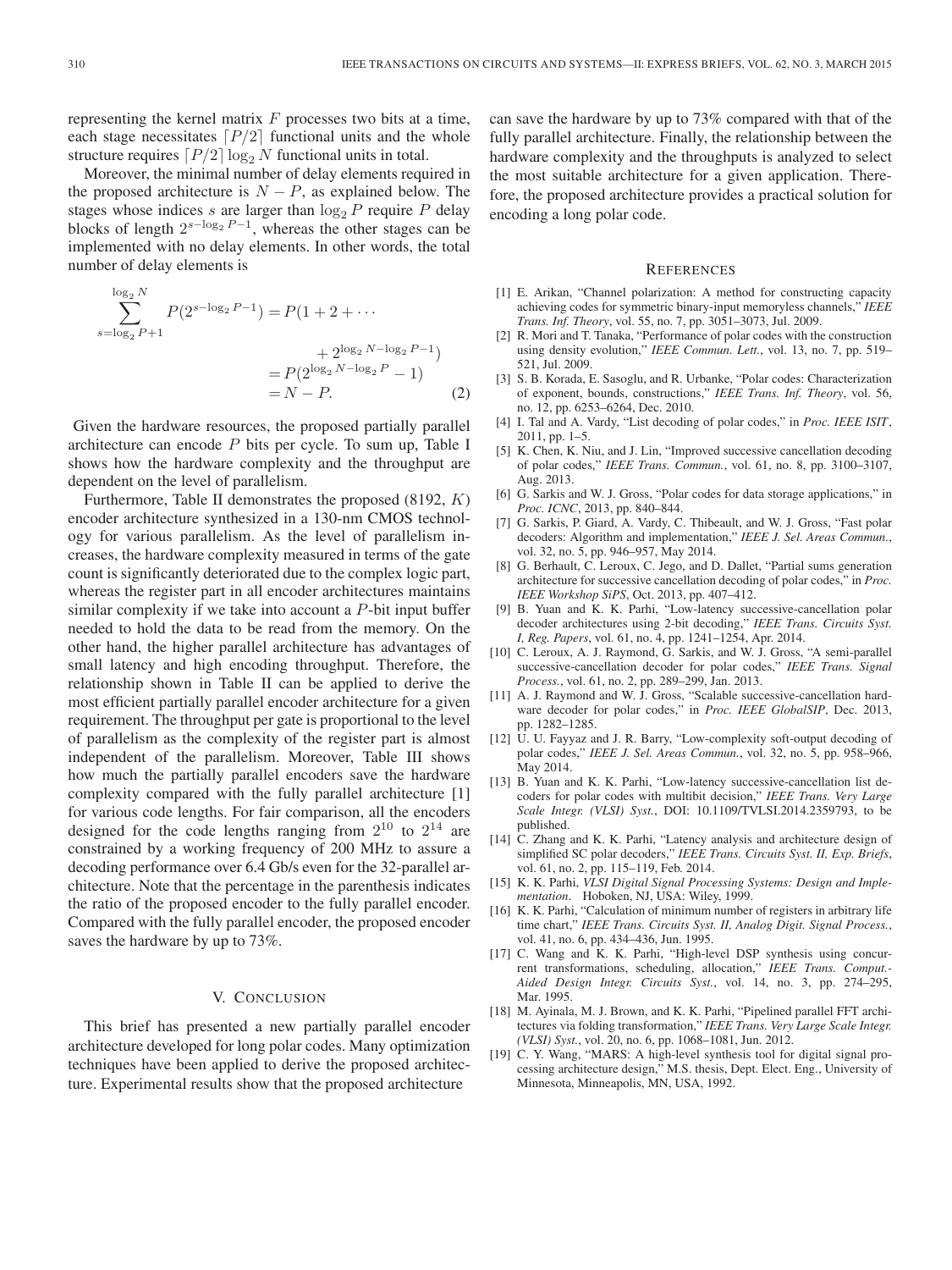representing the kernel matrix $F$ processes two bits at a time, each stage necessitates $\lceil P/2 \rceil$ functional units and the whole structure requires $\lceil P/2 \rceil \log_2 N$ functional units in total.

Moreover, the minimal number of delay elements required in the proposed architecture is $N - P$, as explained below. The stages whose indices $s$ are larger than $\log_2 P$ require $P$ delay blocks of length $2^{s-\log_2 P-1}$, whereas the other stages can be implemented with no delay elements. In other words, the total number of delay elements is

$$\begin{aligned}\sum_{s=\log_2 P+1}^{\log_2 N} P(2^{s-\log_2 P-1}) &= P(1+2+\cdots \\ &\quad + 2^{\log_2 N-\log_2 P-1}) \\ &= P(2^{\log_2 N-\log_2 P}-1) \\ &= N-P. \end{aligned} \tag{2}$$

Given the hardware resources, the proposed partially parallel architecture can encode $P$ bits per cycle. To sum up, Table I shows how the hardware complexity and the throughput are dependent on the level of parallelism.

Furthermore, Table II demonstrates the proposed (8192, $K$) encoder architecture synthesized in a 130-nm CMOS technology for various parallelism. As the level of parallelism increases, the hardware complexity measured in terms of the gate count is significantly deteriorated due to the complex logic part, whereas the register part in all encoder architectures maintains similar complexity if we take into account a $P$-bit input buffer needed to hold the data to be read from the memory. On the other hand, the higher parallel architecture has advantages of small latency and high encoding throughput. Therefore, the relationship shown in Table II can be applied to derive the most efficient partially parallel encoder architecture for a given requirement. The throughput per gate is proportional to the level of parallelism as the complexity of the register part is almost independent of the parallelism. Moreover, Table III shows how much the partially parallel encoders save the hardware complexity compared with the fully parallel architecture [1] for various code lengths. For fair comparison, all the encoders designed for the code lengths ranging from $2^{10}$ to $2^{14}$ are constrained by a working frequency of 200 MHz to assure a decoding performance over 6.4 Gb/s even for the 32-parallel architecture. Note that the percentage in the parenthesis indicates the ratio of the proposed encoder to the fully parallel encoder. Compared with the fully parallel encoder, the proposed encoder saves the hardware by up to 73%.

## V. Conclusion

This brief has presented a new partially parallel encoder architecture developed for long polar codes. Many optimization techniques have been applied to derive the proposed architecture. Experimental results show that the proposed architecture can save the hardware by up to 73% compared with that of the fully parallel architecture. Finally, the relationship between the hardware complexity and the throughputs is analyzed to select the most suitable architecture for a given application. Therefore, the proposed architecture provides a practical solution for encoding a long polar code.

## References

[1] E. Arikan, "Channel polarization: A method for constructing capacity achieving codes for symmetric binary-input memoryless channels," *IEEE Trans. Inf. Theory*, vol. 55, no. 7, pp. 3051–3073, Jul. 2009.

[2] R. Mori and T. Tanaka, "Performance of polar codes with the construction using density evolution," *IEEE Commun. Lett.*, vol. 13, no. 7, pp. 519–521, Jul. 2009.

[3] S. B. Korada, E. Sasoglu, and R. Urbanke, "Polar codes: Characterization of exponent, bounds, constructions," *IEEE Trans. Inf. Theory*, vol. 56, no. 12, pp. 6253–6264, Dec. 2010.

[4] I. Tal and A. Vardy, "List decoding of polar codes," in *Proc. IEEE ISIT*, 2011, pp. 1–5.

[5] K. Chen, K. Niu, and J. Lin, "Improved successive cancellation decoding of polar codes," *IEEE Trans. Commun.*, vol. 61, no. 8, pp. 3100–3107, Aug. 2013.

[6] G. Sarkis and W. J. Gross, "Polar codes for data storage applications," in *Proc. ICNC*, 2013, pp. 840–844.

[7] G. Sarkis, P. Giard, A. Vardy, C. Thibeault, and W. J. Gross, "Fast polar decoders: Algorithm and implementation," *IEEE J. Sel. Areas Commun.*, vol. 32, no. 5, pp. 946–957, May 2014.

[8] G. Berhault, C. Leroux, C. Jego, and D. Dallet, "Partial sums generation architecture for successive cancellation decoding of polar codes," in *Proc. IEEE Workshop SiPS*, Oct. 2013, pp. 407–412.

[9] B. Yuan and K. K. Parhi, "Low-latency successive-cancellation polar decoder architectures using 2-bit decoding," *IEEE Trans. Circuits Syst. I, Reg. Papers*, vol. 61, no. 4, pp. 1241–1254, Apr. 2014.

[10] C. Leroux, A. J. Raymond, G. Sarkis, and W. J. Gross, "A semi-parallel successive-cancellation decoder for polar codes," *IEEE Trans. Signal Process.*, vol. 61, no. 2, pp. 289–299, Jan. 2013.

[11] A. J. Raymond and W. J. Gross, "Scalable successive-cancellation hardware decoder for polar codes," in *Proc. IEEE GlobalSIP*, Dec. 2013, pp. 1282–1285.

[12] U. U. Fayyaz and J. R. Barry, "Low-complexity soft-output decoding of polar codes," *IEEE J. Sel. Areas Commun.*, vol. 32, no. 5, pp. 958–966, May 2014.

[13] B. Yuan and K. K. Parhi, "Low-latency successive-cancellation list decoders for polar codes with multibit decision," *IEEE Trans. Very Large Scale Integr. (VLSI) Syst.*, DOI: 10.1109/TVLSI.2014.2359793, to be published.

[14] C. Zhang and K. K. Parhi, "Latency analysis and architecture design of simplified SC polar decoders," *IEEE Trans. Circuits Syst. II, Exp. Briefs*, vol. 61, no. 2, pp. 115–119, Feb. 2014.

[15] K. K. Parhi, *VLSI Digital Signal Processing Systems: Design and Implementation*. Hoboken, NJ, USA: Wiley, 1999.

[16] K. K. Parhi, "Calculation of minimum number of registers in arbitrary life time chart," *IEEE Trans. Circuits Syst. II, Analog Digit. Signal Process.*, vol. 41, no. 6, pp. 434–436, Jun. 1995.

[17] C. Wang and K. K. Parhi, "High-level DSP synthesis using concurrent transformations, scheduling, allocation," *IEEE Trans. Comput.-Aided Design Integr. Circuits Syst.*, vol. 14, no. 3, pp. 274–295, Mar. 1995.

[18] M. Ayinala, M. J. Brown, and K. K. Parhi, "Pipelined parallel FFT architectures via folding transformation," *IEEE Trans. Very Large Scale Integr. (VLSI) Syst.*, vol. 20, no. 6, pp. 1068–1081, Jun. 2012.

[19] C. Y. Wang, "MARS: A high-level synthesis tool for digital signal processing architecture design," M.S. thesis, Dept. Elect. Eng., University of Minnesota, Minneapolis, MN, USA, 1992.